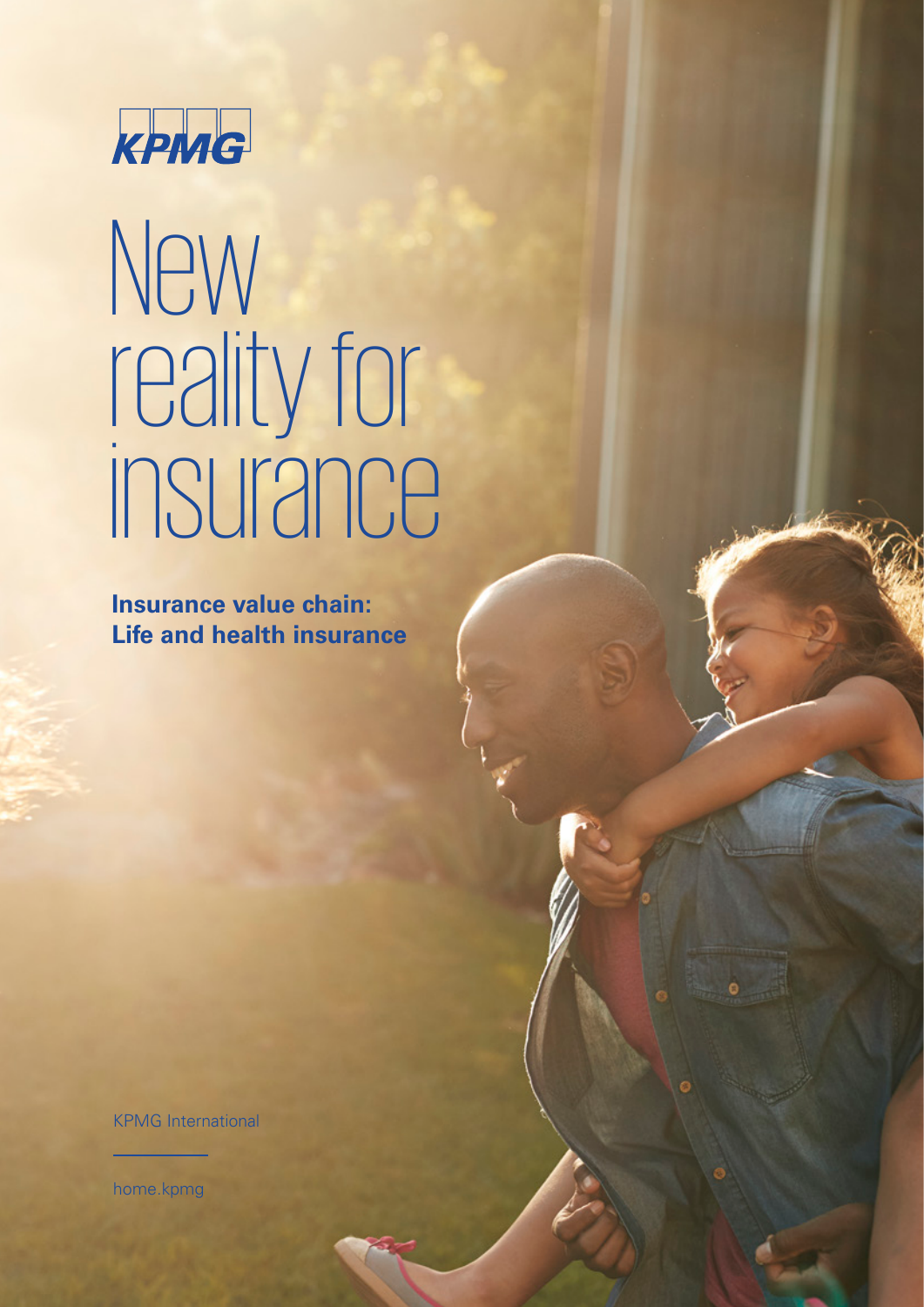KPMG

# New reality for insurance

**Insurance value chain: Life and health insurance**

KPMG International

home.kpmg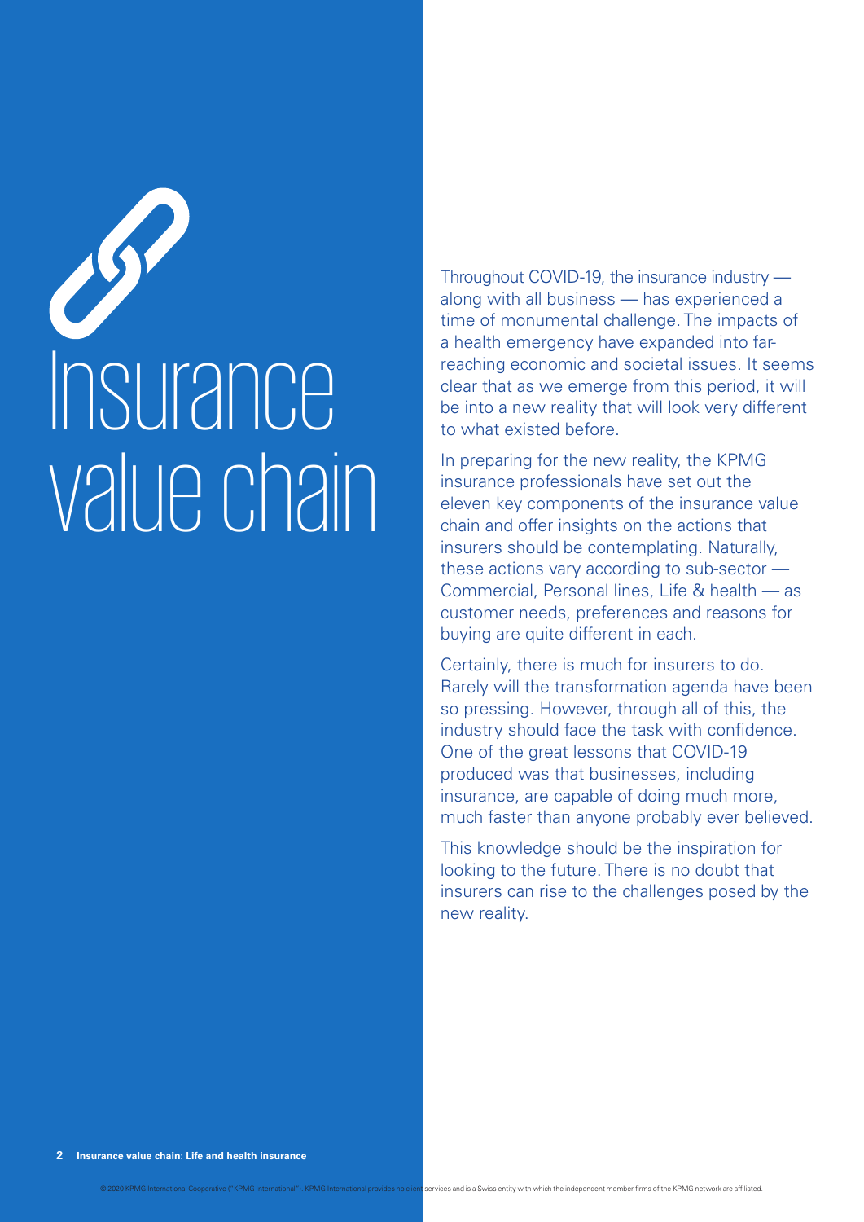# Insurance value chain

Throughout COVID-19, the insurance industry — along with all business — has experienced a time of monumental challenge. The impacts of a health emergency have expanded into far-reaching economic and societal issues. It seems clear that as we emerge from this period, it will be into a new reality that will look very different to what existed before.

In preparing for the new reality, the KPMG insurance professionals have set out the eleven key components of the insurance value chain and offer insights on the actions that insurers should be contemplating. Naturally, these actions vary according to sub-sector — Commercial, Personal lines, Life & health — as customer needs, preferences and reasons for buying are quite different in each.

Certainly, there is much for insurers to do. Rarely will the transformation agenda have been so pressing. However, through all of this, the industry should face the task with confidence. One of the great lessons that COVID-19 produced was that businesses, including insurance, are capable of doing much more, much faster than anyone probably ever believed.

This knowledge should be the inspiration for looking to the future. There is no doubt that insurers can rise to the challenges posed by the new reality.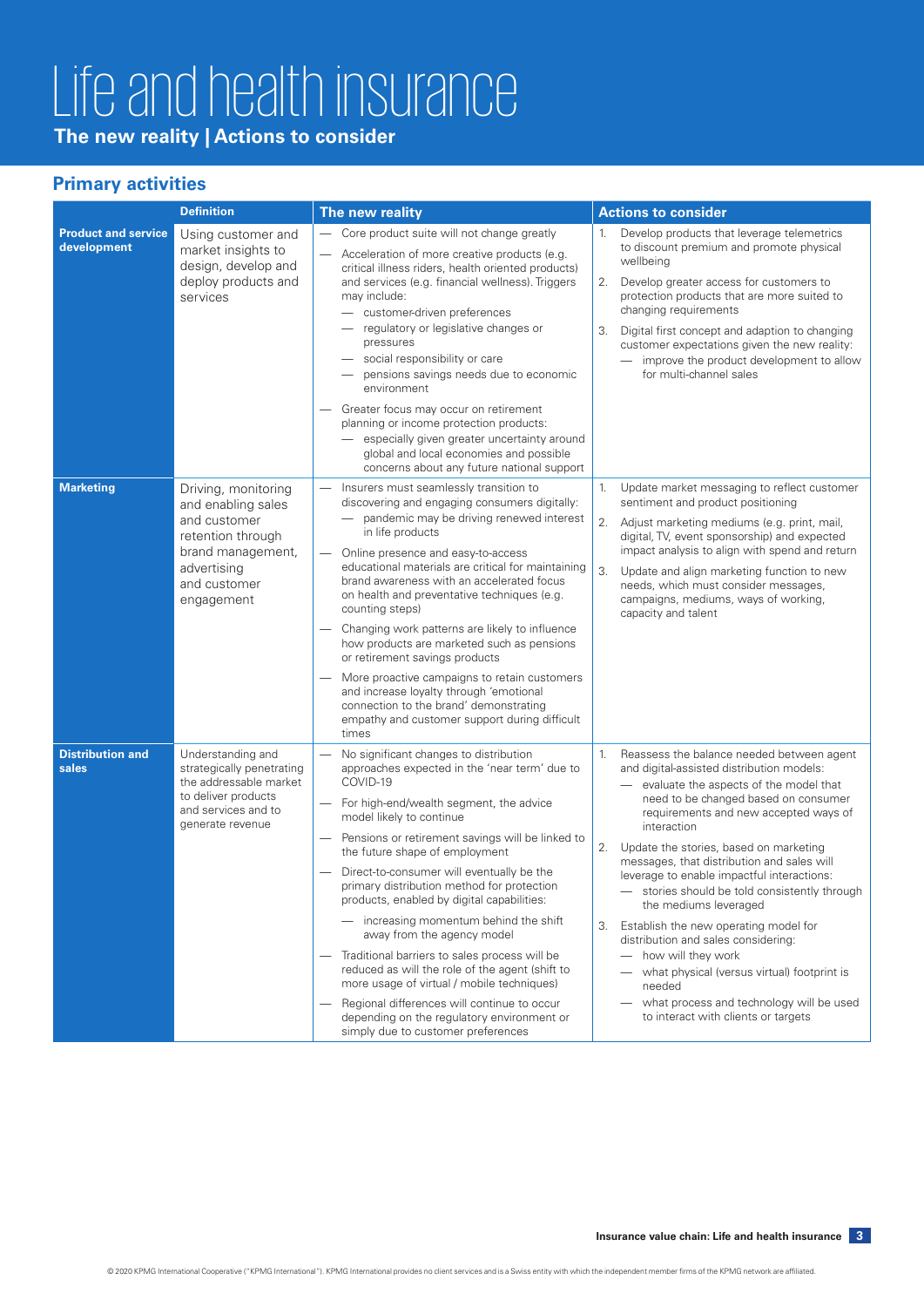# Life and health insurance

**The new reality | Actions to consider**

## Primary activities

| | Definition | The new reality | Actions to consider |
|---|---|---|---|
| **Product and service development** | Using customer and market insights to design, develop and deploy products and services | — Core product suite will not change greatly<br>— Acceleration of more creative products (e.g. critical illness riders, health oriented products) and services (e.g. financial wellness). Triggers may include:<br>&nbsp;&nbsp;— customer-driven preferences<br>&nbsp;&nbsp;— regulatory or legislative changes or pressures<br>&nbsp;&nbsp;— social responsibility or care<br>&nbsp;&nbsp;— pensions savings needs due to economic environment<br>— Greater focus may occur on retirement planning or income protection products:<br>&nbsp;&nbsp;— especially given greater uncertainty around global and local economies and possible concerns about any future national support | 1. Develop products that leverage telemetrics to discount premium and promote physical wellbeing<br>2. Develop greater access for customers to protection products that are more suited to changing requirements<br>3. Digital first concept and adaption to changing customer expectations given the new reality:<br>&nbsp;&nbsp;— improve the product development to allow for multi-channel sales |
| **Marketing** | Driving, monitoring and enabling sales and customer retention through brand management, advertising and customer engagement | — Insurers must seamlessly transition to discovering and engaging consumers digitally:<br>&nbsp;&nbsp;— pandemic may be driving renewed interest in life products<br>— Online presence and easy-to-access educational materials are critical for maintaining brand awareness with an accelerated focus on health and preventative techniques (e.g. counting steps)<br>— Changing work patterns are likely to influence how products are marketed such as pensions or retirement savings products<br>— More proactive campaigns to retain customers and increase loyalty through 'emotional connection to the brand' demonstrating empathy and customer support during difficult times | 1. Update market messaging to reflect customer sentiment and product positioning<br>2. Adjust marketing mediums (e.g. print, mail, digital, TV, event sponsorship) and expected impact analysis to align with spend and return<br>3. Update and align marketing function to new needs, which must consider messages, campaigns, mediums, ways of working, capacity and talent |
| **Distribution and sales** | Understanding and strategically penetrating the addressable market to deliver products and services and to generate revenue | — No significant changes to distribution approaches expected in the 'near term' due to COVID-19<br>— For high-end/wealth segment, the advice model likely to continue<br>— Pensions or retirement savings will be linked to the future shape of employment<br>— Direct-to-consumer will eventually be the primary distribution method for protection products, enabled by digital capabilities:<br>&nbsp;&nbsp;— increasing momentum behind the shift away from the agency model<br>— Traditional barriers to sales process will be reduced as will the role of the agent (shift to more usage of virtual / mobile techniques)<br>— Regional differences will continue to occur depending on the regulatory environment or simply due to customer preferences | 1. Reassess the balance needed between agent and digital-assisted distribution models:<br>&nbsp;&nbsp;— evaluate the aspects of the model that need to be changed based on consumer requirements and new accepted ways of interaction<br>2. Update the stories, based on marketing messages, that distribution and sales will leverage to enable impactful interactions:<br>&nbsp;&nbsp;— stories should be told consistently through the mediums leveraged<br>3. Establish the new operating model for distribution and sales considering:<br>&nbsp;&nbsp;— how will they work<br>&nbsp;&nbsp;— what physical (versus virtual) footprint is needed<br>&nbsp;&nbsp;— what process and technology will be used to interact with clients or targets |

© 2020 KPMG International Cooperative ("KPMG International"). KPMG International provides no client services and is a Swiss entity with which the independent member firms of the KPMG network are affiliated.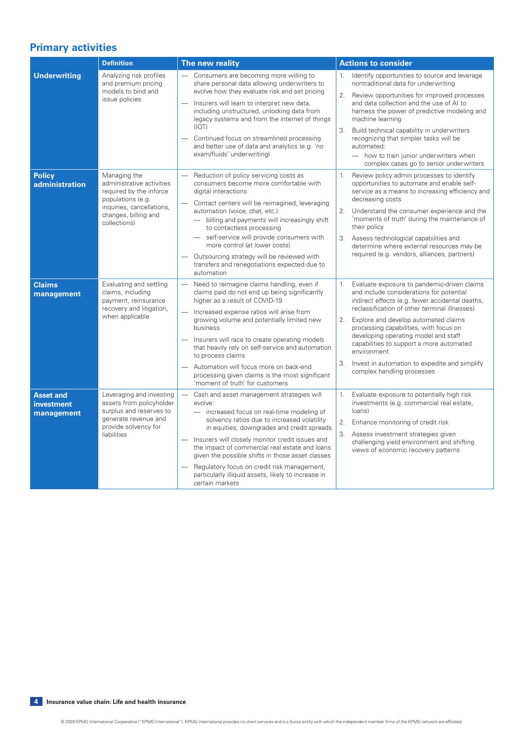## Primary activities

| | Definition | The new reality | Actions to consider |
|---|---|---|---|
| **Underwriting** | Analyzing risk profiles and premium pricing models to bind and issue policies | — Consumers are becoming more willing to share personal data allowing underwriters to evolve how they evaluate risk and set pricing<br>— Insurers will learn to interpret new data, including unstructured, unlocking data from legacy systems and from the internet of things (IOT)<br>— Continued focus on streamlined processing and better use of data and analytics (e.g. 'no exam/fluids' underwriting) | 1. Identify opportunities to source and leverage nontraditional data for underwriting<br>2. Review opportunities for improved processes and data collection and the use of AI to harness the power of predictive modeling and machine learning<br>3. Build technical capability in underwriters recognizing that simpler tasks will be automated:<br>— how to train junior underwriters when complex cases go to senior underwriters |
| **Policy administration** | Managing the administrative activities required by the inforce populations (e.g. inquiries, cancellations, changes, billing and collections) | — Reduction of policy servicing costs as consumers become more comfortable with digital interactions<br>— Contact centers will be reimagined, leveraging automation (voice, chat, etc.):<br>— billing and payments will increasingly shift to contactless processing<br>— self-service will provide consumers with more control (at lower costs)<br>— Outsourcing strategy will be reviewed with transfers and renegotiations expected due to automation | 1. Review policy admin processes to identify opportunities to automate and enable self-service as a means to increasing efficiency and decreasing costs<br>2. Understand the consumer experience and the 'moments of truth' during the maintenance of their policy<br>3. Assess technological capabilities and determine where external resources may be required (e.g. vendors, alliances, partners) |
| **Claims management** | Evaluating and settling claims, including payment, reinsurance recovery and litigation, when applicable | — Need to reimagine claims handling, even if claims paid do not end up being significantly higher as a result of COVID-19<br>— Increased expense ratios will arise from growing volume and potentially limited new business<br>— Insurers will race to create operating models that heavily rely on self-service and automation to process claims<br>— Automation will focus more on back-end processing given claims is the most significant 'moment of truth' for customers | 1. Evaluate exposure to pandemic-driven claims and include considerations for potential indirect effects (e.g. fewer accidental deaths, reclassification of other terminal illnesses)<br>2. Explore and develop automated claims processing capabilities, with focus on developing operating model and staff capabilities to support a more automated environment<br>3. Invest in automation to expedite and simplify complex handling processes |
| **Asset and investment management** | Leveraging and investing assets from policyholder surplus and reserves to generate revenue and provide solvency for liabilities | — Cash and asset management strategies will evolve:<br>— increased focus on real-time modeling of solvency ratios due to increased volatility in equities, downgrades and credit spreads<br>— Insurers will closely monitor credit issues and the impact of commercial real estate and loans given the possible shifts in those asset classes<br>— Regulatory focus on credit risk management, particularly illiquid assets, likely to increase in certain markets | 1. Evaluate exposure to potentially high risk investments (e.g. commercial real estate, loans)<br>2. Enhance monitoring of credit risk<br>3. Assess investment strategies given challenging yield environment and shifting views of economic recovery patterns |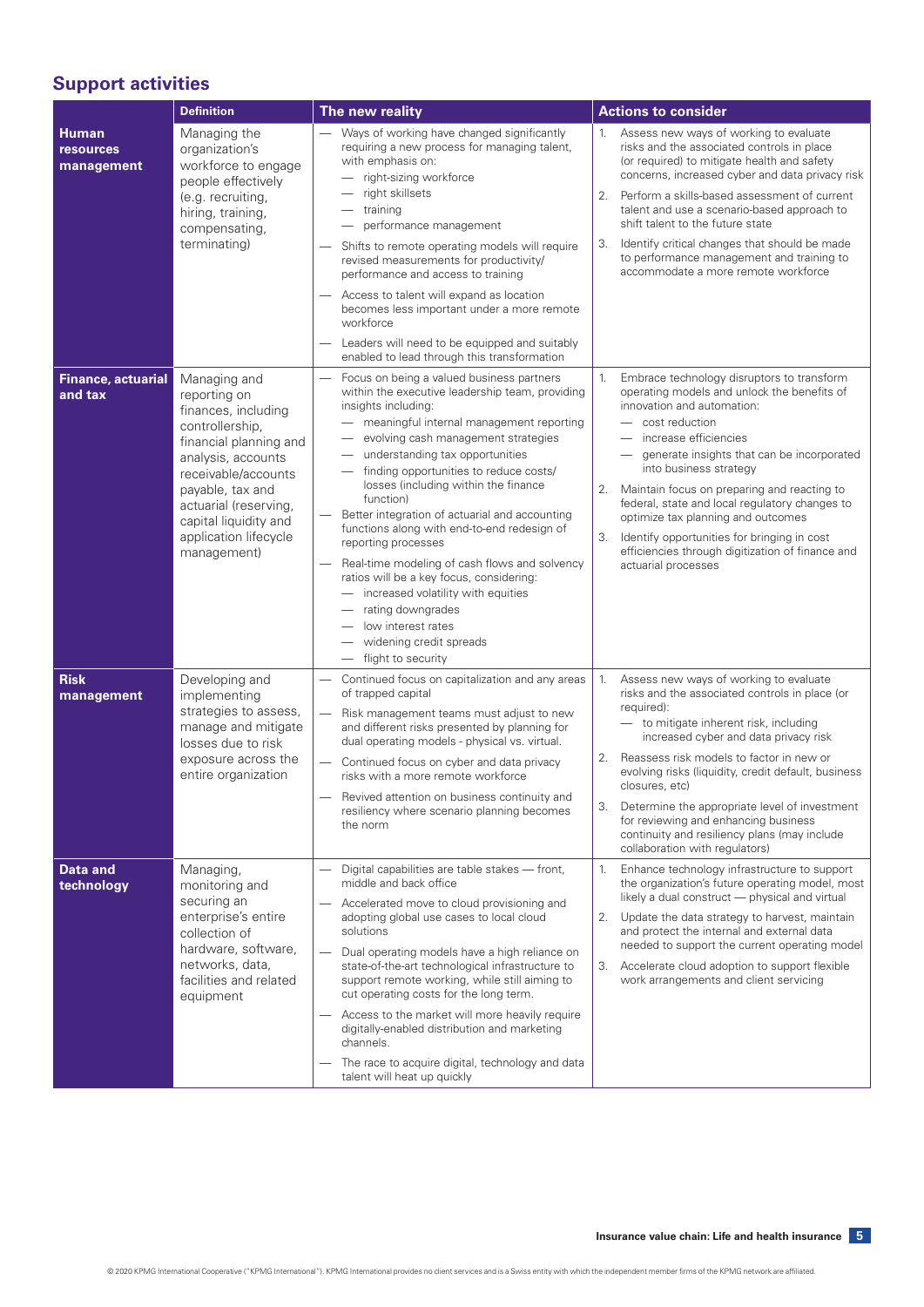## Support activities

| | Definition | The new reality | Actions to consider |
|---|---|---|---|
| **Human resources management** | Managing the organization's workforce to engage people effectively (e.g. recruiting, hiring, training, compensating, terminating) | — Ways of working have changed significantly requiring a new process for managing talent, with emphasis on:<br>— right-sizing workforce<br>— right skillsets<br>— training<br>— performance management<br>— Shifts to remote operating models will require revised measurements for productivity/ performance and access to training<br>— Access to talent will expand as location becomes less important under a more remote workforce<br>— Leaders will need to be equipped and suitably enabled to lead through this transformation | 1. Assess new ways of working to evaluate risks and the associated controls in place (or required) to mitigate health and safety concerns, increased cyber and data privacy risk<br>2. Perform a skills-based assessment of current talent and use a scenario-based approach to shift talent to the future state<br>3. Identify critical changes that should be made to performance management and training to accommodate a more remote workforce |
| **Finance, actuarial and tax** | Managing and reporting on finances, including controllership, financial planning and analysis, accounts receivable/accounts payable, tax and actuarial (reserving, capital liquidity and application lifecycle management) | — Focus on being a valued business partners within the executive leadership team, providing insights including:<br>— meaningful internal management reporting<br>— evolving cash management strategies<br>— understanding tax opportunities<br>— finding opportunities to reduce costs/ losses (including within the finance function)<br>— Better integration of actuarial and accounting functions along with end-to-end redesign of reporting processes<br>— Real-time modeling of cash flows and solvency ratios will be a key focus, considering:<br>— increased volatility with equities<br>— rating downgrades<br>— low interest rates<br>— widening credit spreads<br>— flight to security | 1. Embrace technology disruptors to transform operating models and unlock the benefits of innovation and automation:<br>— cost reduction<br>— increase efficiencies<br>— generate insights that can be incorporated into business strategy<br>2. Maintain focus on preparing and reacting to federal, state and local regulatory changes to optimize tax planning and outcomes<br>3. Identify opportunities for bringing in cost efficiencies through digitization of finance and actuarial processes |
| **Risk management** | Developing and implementing strategies to assess, manage and mitigate losses due to risk exposure across the entire organization | — Continued focus on capitalization and any areas of trapped capital<br>— Risk management teams must adjust to new and different risks presented by planning for dual operating models - physical vs. virtual.<br>— Continued focus on cyber and data privacy risks with a more remote workforce<br>— Revived attention on business continuity and resiliency where scenario planning becomes the norm | 1. Assess new ways of working to evaluate risks and the associated controls in place (or required):<br>— to mitigate inherent risk, including increased cyber and data privacy risk<br>2. Reassess risk models to factor in new or evolving risks (liquidity, credit default, business closures, etc)<br>3. Determine the appropriate level of investment for reviewing and enhancing business continuity and resiliency plans (may include collaboration with regulators) |
| **Data and technology** | Managing, monitoring and securing an enterprise's entire collection of hardware, software, networks, data, facilities and related equipment | — Digital capabilities are table stakes — front, middle and back office<br>— Accelerated move to cloud provisioning and adopting global use cases to local cloud solutions<br>— Dual operating models have a high reliance on state-of-the-art technological infrastructure to support remote working, while still aiming to cut operating costs for the long term.<br>— Access to the market will more heavily require digitally-enabled distribution and marketing channels.<br>— The race to acquire digital, technology and data talent will heat up quickly | 1. Enhance technology infrastructure to support the organization's future operating model, most likely a dual construct — physical and virtual<br>2. Update the data strategy to harvest, maintain and protect the internal and external data needed to support the current operating model<br>3. Accelerate cloud adoption to support flexible work arrangements and client servicing |

© 2020 KPMG International Cooperative ("KPMG International"). KPMG International provides no client services and is a Swiss entity with which the independent member firms of the KPMG network are affiliated.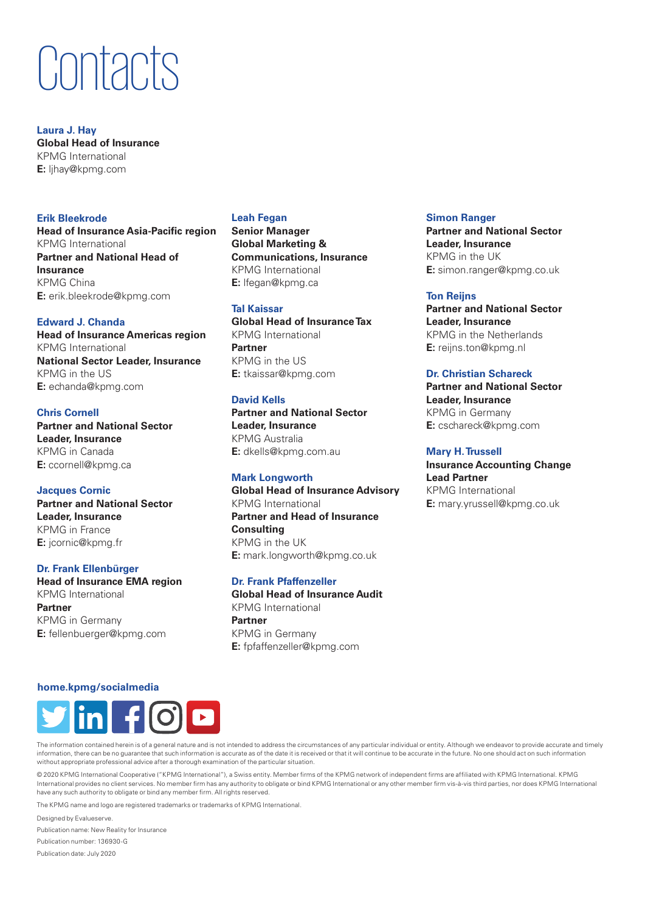# Contacts

**Laura J. Hay**
**Global Head of Insurance**
KPMG International
**E:** ljhay@kpmg.com

**Erik Bleekrode**
**Head of Insurance Asia-Pacific region**
KPMG International
**Partner and National Head of Insurance**
KPMG China
**E:** erik.bleekrode@kpmg.com

**Edward J. Chanda**
**Head of Insurance Americas region**
KPMG International
**National Sector Leader, Insurance**
KPMG in the US
**E:** echanda@kpmg.com

**Chris Cornell**
**Partner and National Sector Leader, Insurance**
KPMG in Canada
**E:** ccornell@kpmg.ca

**Jacques Cornic**
**Partner and National Sector Leader, Insurance**
KPMG in France
**E:** jcornic@kpmg.fr

**Dr. Frank Ellenbürger**
**Head of Insurance EMA region**
KPMG International
**Partner**
KPMG in Germany
**E:** fellenbuerger@kpmg.com

**Leah Fegan**
**Senior Manager Global Marketing & Communications, Insurance**
KPMG International
**E:** lfegan@kpmg.ca

**Tal Kaissar**
**Global Head of Insurance Tax**
KPMG International
**Partner**
KPMG in the US
**E:** tkaissar@kpmg.com

**David Kells**
**Partner and National Sector Leader, Insurance**
KPMG Australia
**E:** dkells@kpmg.com.au

**Mark Longworth**
**Global Head of Insurance Advisory**
KPMG International
**Partner and Head of Insurance Consulting**
KPMG in the UK
**E:** mark.longworth@kpmg.co.uk

**Dr. Frank Pfaffenzeller**
**Global Head of Insurance Audit**
KPMG International
**Partner**
KPMG in Germany
**E:** fpfaffenzeller@kpmg.com

**Simon Ranger**
**Partner and National Sector Leader, Insurance**
KPMG in the UK
**E:** simon.ranger@kpmg.co.uk

**Ton Reijns**
**Partner and National Sector Leader, Insurance**
KPMG in the Netherlands
**E:** reijns.ton@kpmg.nl

**Dr. Christian Schareck**
**Partner and National Sector Leader, Insurance**
KPMG in Germany
**E:** cschareck@kpmg.com

**Mary H. Trussell**
**Insurance Accounting Change Lead Partner**
KPMG International
**E:** mary.yrussell@kpmg.co.uk

**home.kpmg/socialmedia**

The information contained herein is of a general nature and is not intended to address the circumstances of any particular individual or entity. Although we endeavor to provide accurate and timely information, there can be no guarantee that such information is accurate as of the date it is received or that it will continue to be accurate in the future. No one should act on such information without appropriate professional advice after a thorough examination of the particular situation.

© 2020 KPMG International Cooperative ("KPMG International"), a Swiss entity. Member firms of the KPMG network of independent firms are affiliated with KPMG International. KPMG International provides no client services. No member firm has any authority to obligate or bind KPMG International or any other member firm vis-à-vis third parties, nor does KPMG International have any such authority to obligate or bind any member firm. All rights reserved.

The KPMG name and logo are registered trademarks or trademarks of KPMG International.

Designed by Evalueserve.

Publication name: New Reality for Insurance

Publication number: 136930-G

Publication date: July 2020